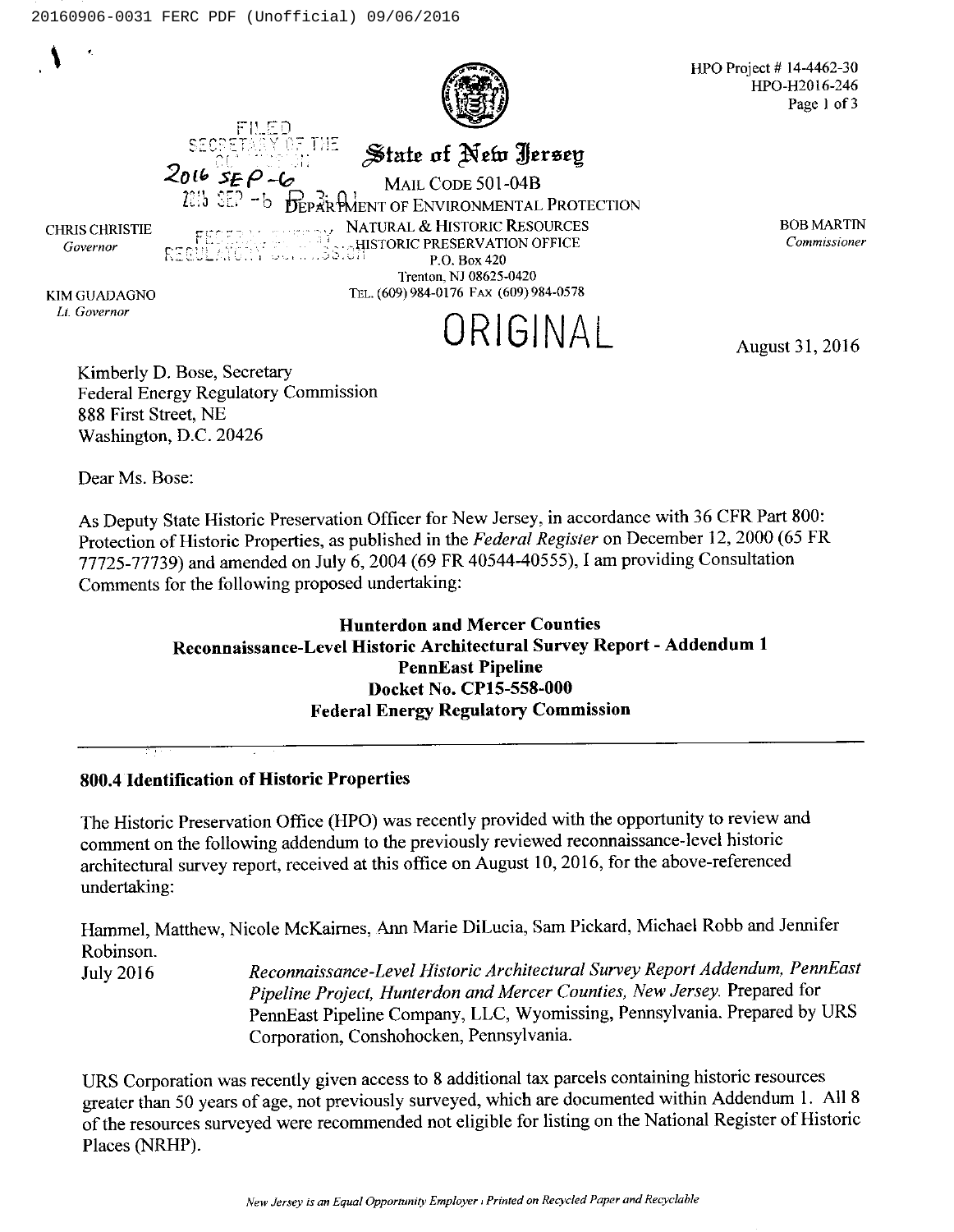HPO Project # 14-4462-30
HPO-H2016-246

**State of New Jersey**

MAIL CODE 501-04B
DEPARTMENT OF ENVIRONMENTAL PROTECTION
NATURAL & HISTORIC RESOURCES
HISTORIC PRESERVATION OFFICE
P.O. Box 420
Trenton, NJ 08625-0420
TEL. (609) 984-0176 FAX (609) 984-0578

CHRIS CHRISTIE
*Governor*

KIM GUADAGNO
*Lt. Governor*

BOB MARTIN
*Commissioner*

FILED
SECRETARY OF THE COMMISSION
2016 SEP -6 P 3:01
FEDERAL ENERGY REGULATORY COMMISSION

ORIGINAL

August 31, 2016

Kimberly D. Bose, Secretary
Federal Energy Regulatory Commission
888 First Street, NE
Washington, D.C. 20426

Dear Ms. Bose:

As Deputy State Historic Preservation Officer for New Jersey, in accordance with 36 CFR Part 800: Protection of Historic Properties, as published in the *Federal Register* on December 12, 2000 (65 FR 77725-77739) and amended on July 6, 2004 (69 FR 40544-40555), I am providing Consultation Comments for the following proposed undertaking:

**Hunterdon and Mercer Counties**
**Reconnaissance-Level Historic Architectural Survey Report - Addendum 1**
**PennEast Pipeline**
**Docket No. CP15-558-000**
**Federal Energy Regulatory Commission**

---

### 800.4 Identification of Historic Properties

The Historic Preservation Office (HPO) was recently provided with the opportunity to review and comment on the following addendum to the previously reviewed reconnaissance-level historic architectural survey report, received at this office on August 10, 2016, for the above-referenced undertaking:

Hammel, Matthew, Nicole McKairnes, Ann Marie DiLucia, Sam Pickard, Michael Robb and Jennifer Robinson.

July 2016 — *Reconnaissance-Level Historic Architectural Survey Report Addendum, PennEast Pipeline Project, Hunterdon and Mercer Counties, New Jersey.* Prepared for PennEast Pipeline Company, LLC, Wyomissing, Pennsylvania. Prepared by URS Corporation, Conshohocken, Pennsylvania.

URS Corporation was recently given access to 8 additional tax parcels containing historic resources greater than 50 years of age, not previously surveyed, which are documented within Addendum 1. All 8 of the resources surveyed were recommended not eligible for listing on the National Register of Historic Places (NRHP).

*New Jersey is an Equal Opportunity Employer | Printed on Recycled Paper and Recyclable*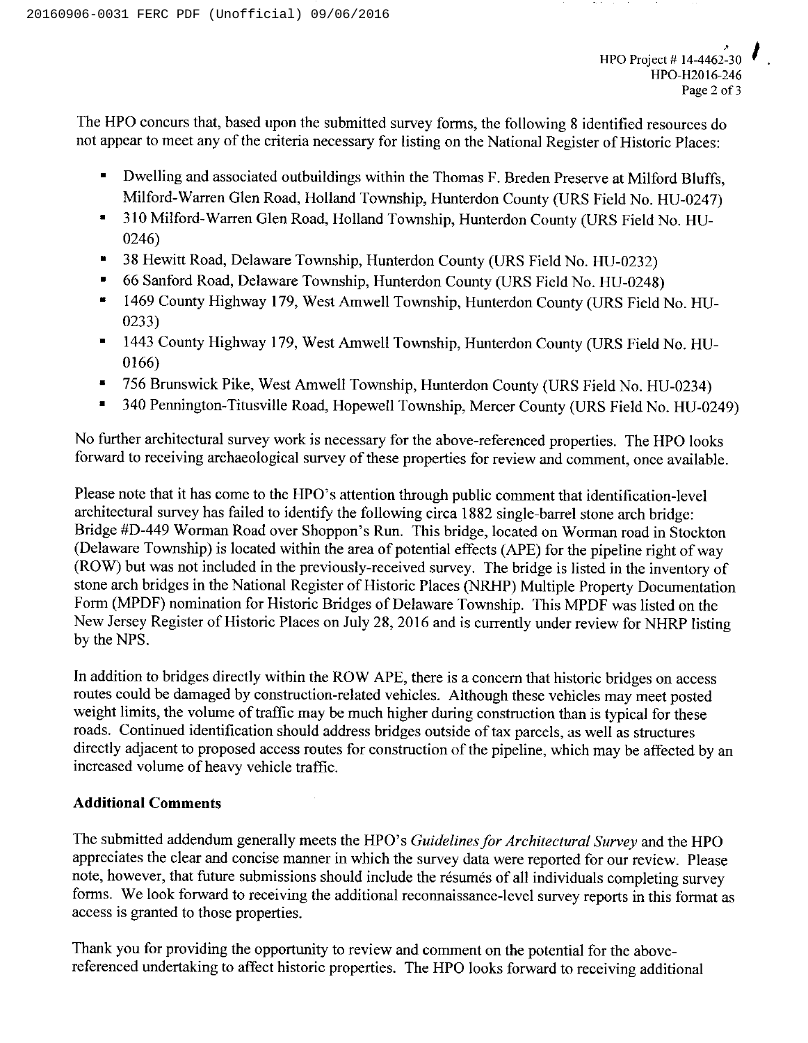The HPO concurs that, based upon the submitted survey forms, the following 8 identified resources do not appear to meet any of the criteria necessary for listing on the National Register of Historic Places:

- Dwelling and associated outbuildings within the Thomas F. Breden Preserve at Milford Bluffs, Milford-Warren Glen Road, Holland Township, Hunterdon County (URS Field No. HU-0247)
- 310 Milford-Warren Glen Road, Holland Township, Hunterdon County (URS Field No. HU-0246)
- 38 Hewitt Road, Delaware Township, Hunterdon County (URS Field No. HU-0232)
- 66 Sanford Road, Delaware Township, Hunterdon County (URS Field No. HU-0248)
- 1469 County Highway 179, West Amwell Township, Hunterdon County (URS Field No. HU-0233)
- 1443 County Highway 179, West Amwell Township, Hunterdon County (URS Field No. HU-0166)
- 756 Brunswick Pike, West Amwell Township, Hunterdon County (URS Field No. HU-0234)
- 340 Pennington-Titusville Road, Hopewell Township, Mercer County (URS Field No. HU-0249)

No further architectural survey work is necessary for the above-referenced properties. The HPO looks forward to receiving archaeological survey of these properties for review and comment, once available.

Please note that it has come to the HPO's attention through public comment that identification-level architectural survey has failed to identify the following circa 1882 single-barrel stone arch bridge: Bridge #D-449 Worman Road over Shoppon's Run. This bridge, located on Worman road in Stockton (Delaware Township) is located within the area of potential effects (APE) for the pipeline right of way (ROW) but was not included in the previously-received survey. The bridge is listed in the inventory of stone arch bridges in the National Register of Historic Places (NRHP) Multiple Property Documentation Form (MPDF) nomination for Historic Bridges of Delaware Township. This MPDF was listed on the New Jersey Register of Historic Places on July 28, 2016 and is currently under review for NHRP listing by the NPS.

In addition to bridges directly within the ROW APE, there is a concern that historic bridges on access routes could be damaged by construction-related vehicles. Although these vehicles may meet posted weight limits, the volume of traffic may be much higher during construction than is typical for these roads. Continued identification should address bridges outside of tax parcels, as well as structures directly adjacent to proposed access routes for construction of the pipeline, which may be affected by an increased volume of heavy vehicle traffic.

**Additional Comments**

The submitted addendum generally meets the HPO's *Guidelines for Architectural Survey* and the HPO appreciates the clear and concise manner in which the survey data were reported for our review. Please note, however, that future submissions should include the résumés of all individuals completing survey forms. We look forward to receiving the additional reconnaissance-level survey reports in this format as access is granted to those properties.

Thank you for providing the opportunity to review and comment on the potential for the above-referenced undertaking to affect historic properties. The HPO looks forward to receiving additional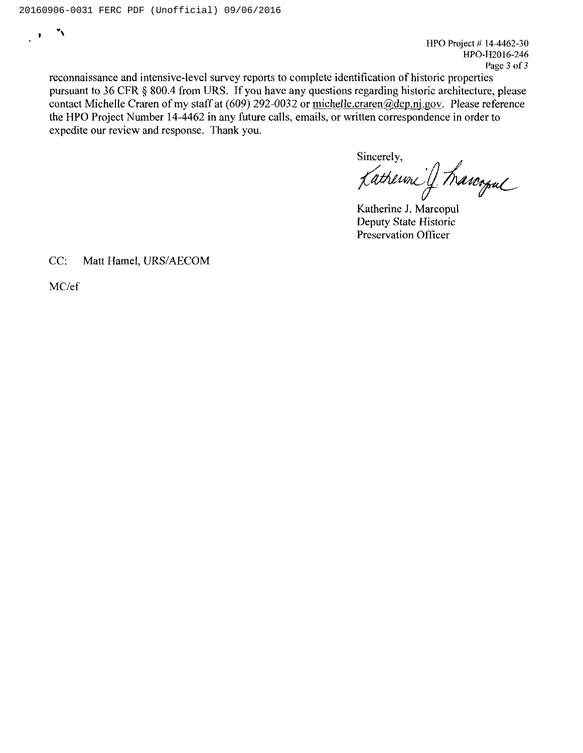reconnaissance and intensive-level survey reports to complete identification of historic properties pursuant to 36 CFR § 800.4 from URS. If you have any questions regarding historic architecture, please contact Michelle Craren of my staff at (609) 292-0032 or michelle.craren@dep.nj.gov. Please reference the HPO Project Number 14-4462 in any future calls, emails, or written correspondence in order to expedite our review and response. Thank you.

Sincerely,

Katherine J. Marcopul
Deputy State Historic
Preservation Officer

CC: Matt Hamel, URS/AECOM

MC/ef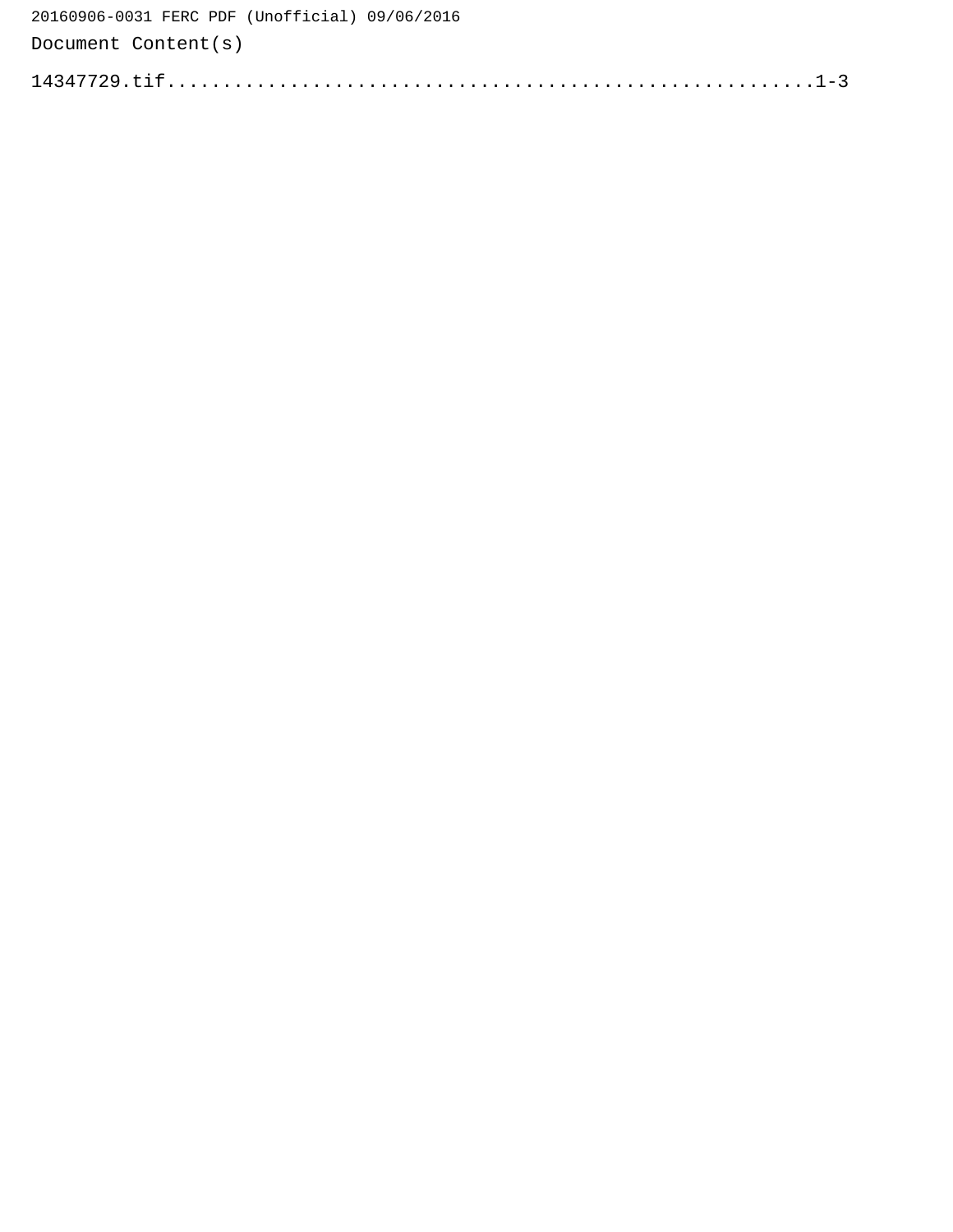Document Content(s)

14347729.tif......................................................1-3